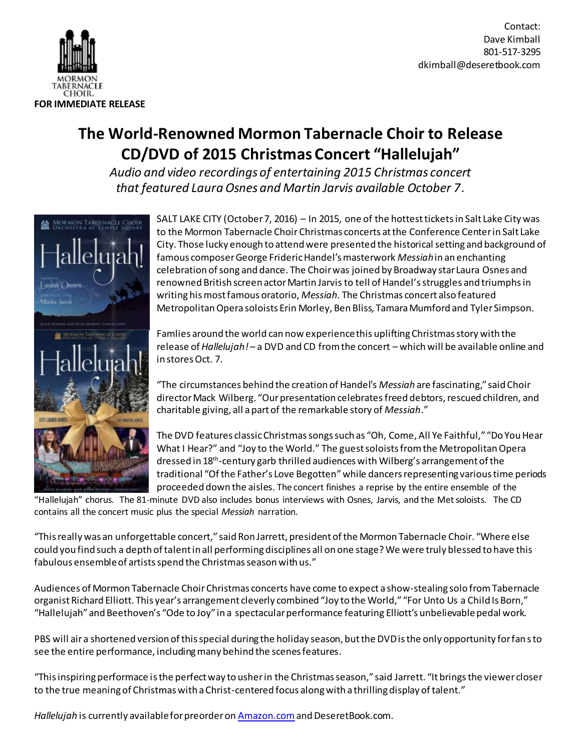Contact:
Dave Kimball
801-517-3295
dkimball@deseretbook.com

**FOR IMMEDIATE RELEASE**

# The World-Renowned Mormon Tabernacle Choir to Release CD/DVD of 2015 Christmas Concert "Hallelujah"

*Audio and video recordings of entertaining 2015 Christmas concert that featured Laura Osnes and Martin Jarvis available October 7.*

SALT LAKE CITY (October 7, 2016) – In 2015, one of the hottest tickets in Salt Lake City was to the Mormon Tabernacle Choir Christmas concerts at the Conference Center in Salt Lake City. Those lucky enough to attend were presented the historical setting and background of famous composer George Frideric Handel's masterwork *Messiah* in an enchanting celebration of song and dance. The Choir was joined by Broadway star Laura Osnes and renowned British screen actor Martin Jarvis to tell of Handel's struggles and triumphs in writing his most famous oratorio, *Messiah.* The Christmas concert also featured Metropolitan Opera soloists Erin Morley, Ben Bliss, Tamara Mumford and Tyler Simpson.

Famlies around the world can now experience this uplifting Christmas story with the release of *Hallelujah!* – a DVD and CD from the concert – which will be available online and in stores Oct. 7.

"The circumstances behind the creation of Handel's *Messiah* are fascinating," said Choir director Mack Wilberg. "Our presentation celebrates freed debtors, rescued children, and charitable giving, all a part of the remarkable story of *Messiah*."

The DVD features classic Christmas songs such as "Oh, Come, All Ye Faithful," "Do You Hear What I Hear?" and "Joy to the World." The guest soloists from the Metropolitan Opera dressed in 18th-century garb thrilled audiences with Wilberg's arrangement of the traditional "Of the Father's Love Begotten" while dancers representing various time periods proceeded down the aisles. The concert finishes a reprise by the entire ensemble of the "Hallelujah" chorus. The 81-minute DVD also includes bonus interviews with Osnes, Jarvis, and the Met soloists. The CD contains all the concert music plus the special *Messiah* narration.

"This really was an unforgettable concert," said Ron Jarrett, president of the Mormon Tabernacle Choir. "Where else could you find such a depth of talent in all performing disciplines all on one stage? We were truly blessed to have this fabulous ensemble of artists spend the Christmas season with us."

Audiences of Mormon Tabernacle Choir Christmas concerts have come to expect a show-stealing solo from Tabernacle organist Richard Elliott. This year's arrangement cleverly combined "Joy to the World," "For Unto Us a Child Is Born," "Hallelujah" and Beethoven's "Ode to Joy" in a spectacular performance featuring Elliott's unbelievable pedal work.

PBS will air a shortened version of this special during the holiday season, but the DVD is the only opportunity for fans to see the entire performance, including many behind the scenes features.

"This inspiring performace is the perfect way to usher in the Christmas season," said Jarrett. "It brings the viewer closer to the true meaning of Christmas with a Christ-centered focus along with a thrilling display of talent."

*Hallelujah* is currently available for preorder on Amazon.com and DeseretBook.com.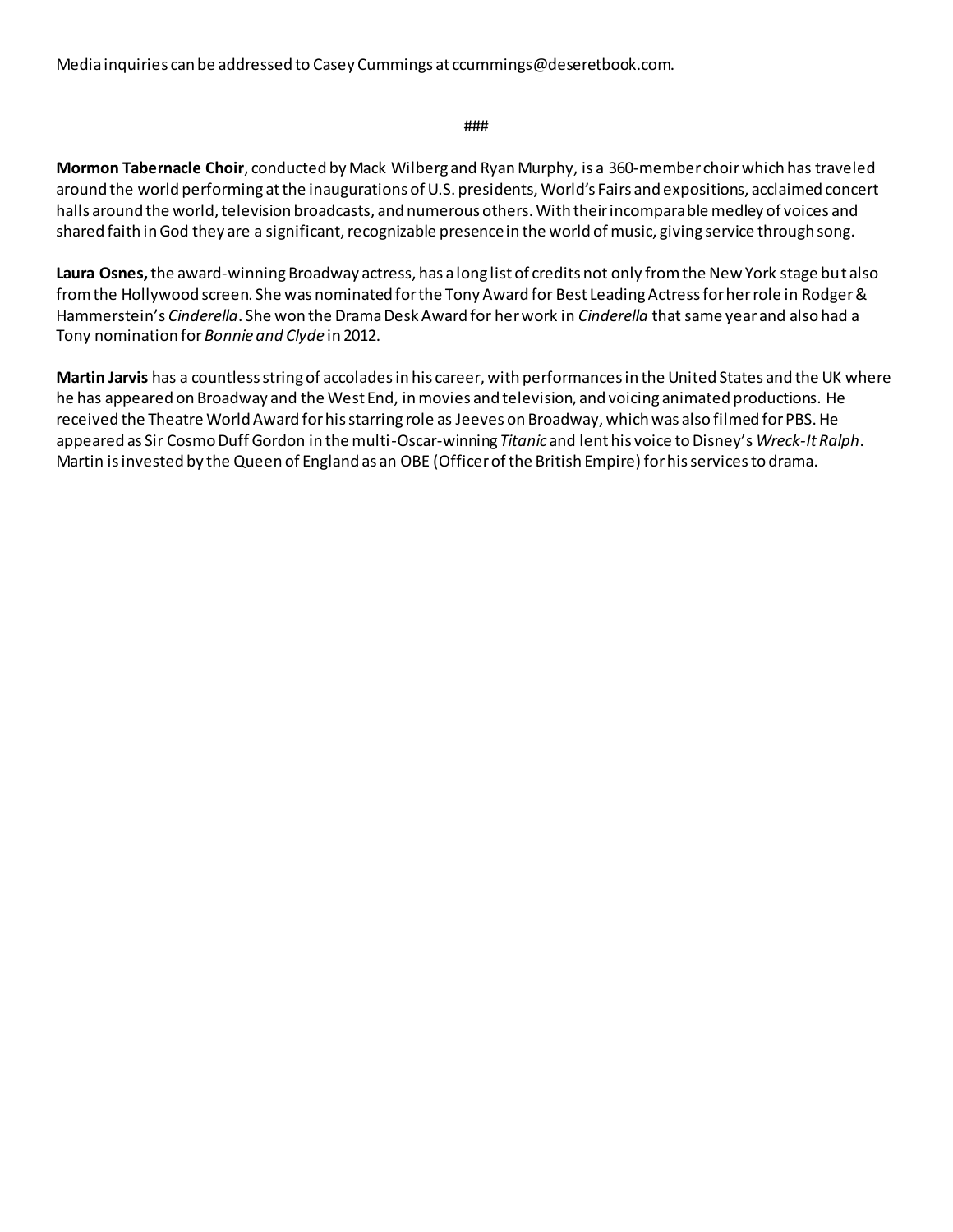Media inquiries can be addressed to Casey Cummings at ccummings@deseretbook.com.

###

**Mormon Tabernacle Choir**, conducted by Mack Wilberg and Ryan Murphy, is a 360-member choir which has traveled around the world performing at the inaugurations of U.S. presidents, World's Fairs and expositions, acclaimed concert halls around the world, television broadcasts, and numerous others. With their incomparable medley of voices and shared faith in God they are a significant, recognizable presence in the world of music, giving service through song.

**Laura Osnes,** the award-winning Broadway actress, has a long list of credits not only from the New York stage but also from the Hollywood screen. She was nominated for the Tony Award for Best Leading Actress for her role in Rodger & Hammerstein's *Cinderella*. She won the Drama Desk Award for her work in *Cinderella* that same year and also had a Tony nomination for *Bonnie and Clyde* in 2012.

**Martin Jarvis** has a countless string of accolades in his career, with performances in the United States and the UK where he has appeared on Broadway and the West End, in movies and television, and voicing animated productions. He received the Theatre World Award for his starring role as Jeeves on Broadway, which was also filmed for PBS. He appeared as Sir Cosmo Duff Gordon in the multi-Oscar-winning *Titanic* and lent his voice to Disney's *Wreck-It Ralph*. Martin is invested by the Queen of England as an OBE (Officer of the British Empire) for his services to drama.